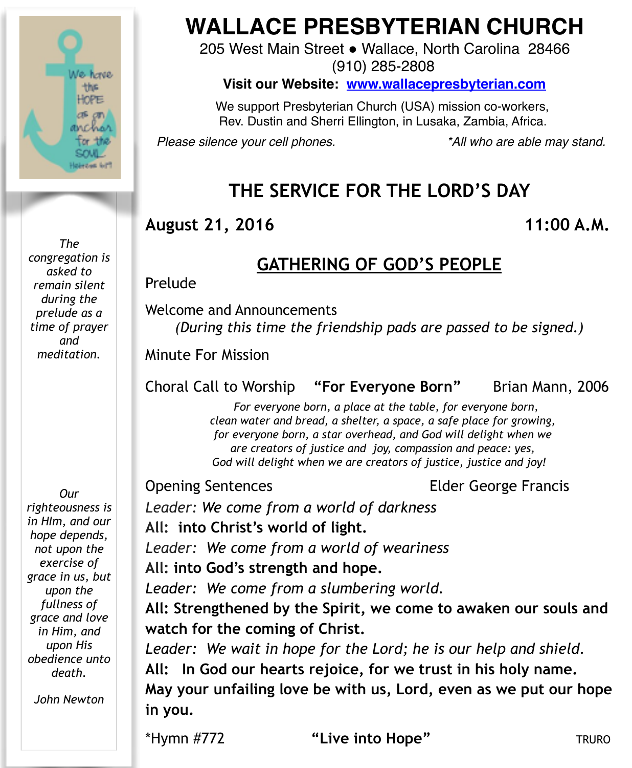# WALLACE PRESBYTERIAN CHURCH

205 West Main Street ● Wallace, North Carolina 28466
(910) 285-2808

**Visit our Website: www.wallacepresbyterian.com**

We support Presbyterian Church (USA) mission co-workers, Rev. Dustin and Sherri Ellington, in Lusaka, Zambia, Africa.

*Please silence your cell phones.* *\*All who are able may stand.*

We have the HOPE as an anchor for the SOUL. Hebrews 6:19

*The congregation is asked to remain silent during the prelude as a time of prayer and meditation.*

## THE SERVICE FOR THE LORD'S DAY

**August 21, 2016** **11:00 A.M.**

### GATHERING OF GOD'S PEOPLE

Prelude

Welcome and Announcements
*(During this time the friendship pads are passed to be signed.)*

Minute For Mission

Choral Call to Worship **"For Everyone Born"** Brian Mann, 2006

*For everyone born, a place at the table, for everyone born, clean water and bread, a shelter, a space, a safe place for growing, for everyone born, a star overhead, and God will delight when we are creators of justice and joy, compassion and peace: yes, God will delight when we are creators of justice, justice and joy!*

Opening Sentences Elder George Francis

*Leader: We come from a world of darkness*
**All: into Christ's world of light.**
*Leader: We come from a world of weariness*
**All: into God's strength and hope.**
*Leader: We come from a slumbering world.*
**All: Strengthened by the Spirit, we come to awaken our souls and watch for the coming of Christ.**
*Leader: We wait in hope for the Lord; he is our help and shield.*
**All: In God our hearts rejoice, for we trust in his holy name. May your unfailing love be with us, Lord, even as we put our hope in you.**

\*Hymn #772 **"Live into Hope"** TRURO

*Our righteousness is in HIm, and our hope depends, not upon the exercise of grace in us, but upon the fullness of grace and love in Him, and upon His obedience unto death.*

*John Newton*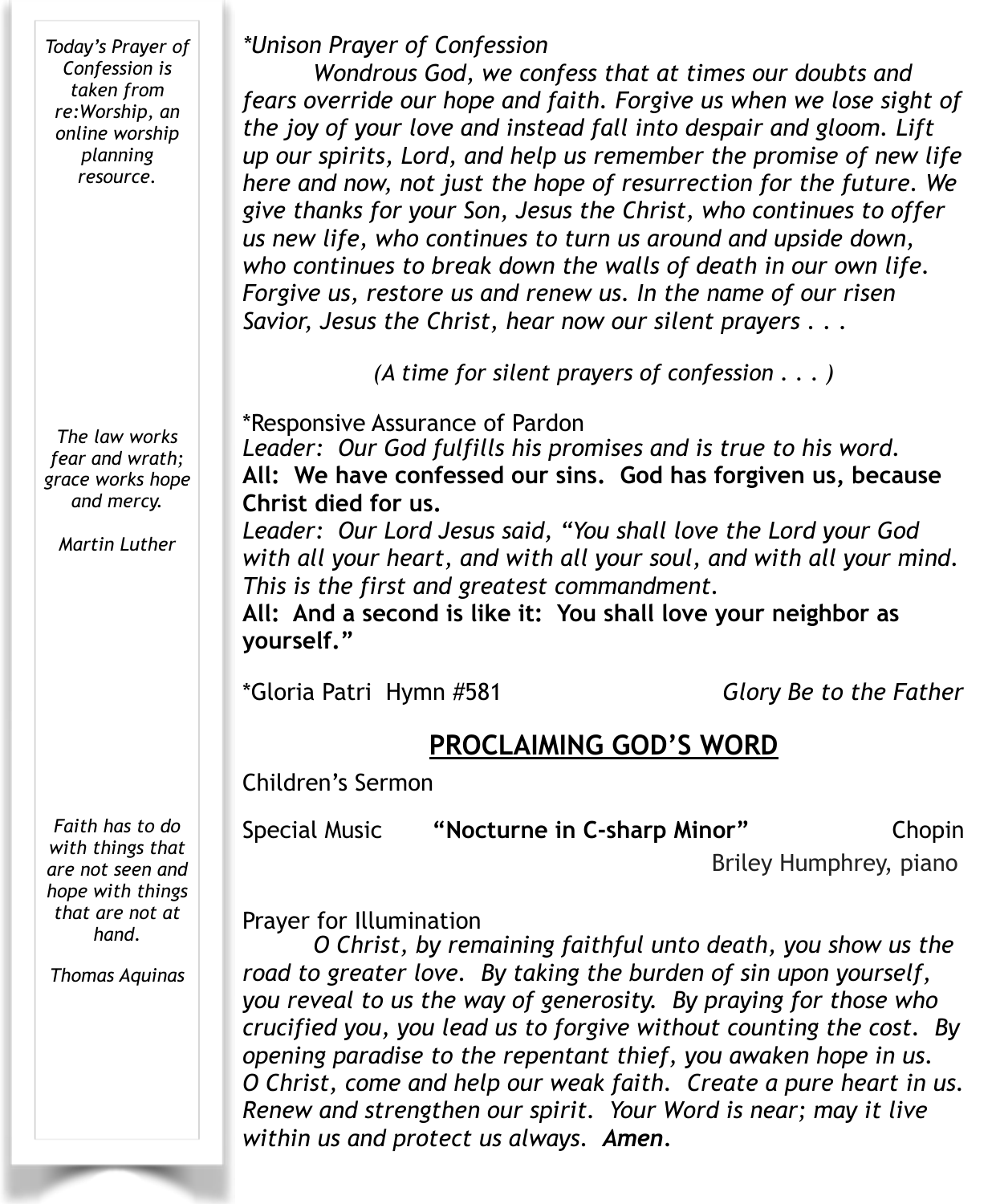*Today's Prayer of Confession is taken from re:Worship, an online worship planning resource.*

*The law works fear and wrath; grace works hope and mercy.*

*Martin Luther*

*Faith has to do with things that are not seen and hope with things that are not at hand.*

*Thomas Aquinas*

*\*Unison Prayer of Confession*

*Wondrous God, we confess that at times our doubts and fears override our hope and faith. Forgive us when we lose sight of the joy of your love and instead fall into despair and gloom. Lift up our spirits, Lord, and help us remember the promise of new life here and now, not just the hope of resurrection for the future. We give thanks for your Son, Jesus the Christ, who continues to offer us new life, who continues to turn us around and upside down, who continues to break down the walls of death in our own life. Forgive us, restore us and renew us. In the name of our risen Savior, Jesus the Christ, hear now our silent prayers . . .*

*(A time for silent prayers of confession . . . )*

\*Responsive Assurance of Pardon

*Leader: Our God fulfills his promises and is true to his word.*

**All: We have confessed our sins. God has forgiven us, because Christ died for us.**

*Leader: Our Lord Jesus said, "You shall love the Lord your God with all your heart, and with all your soul, and with all your mind. This is the first and greatest commandment.*

**All: And a second is like it: You shall love your neighbor as yourself."**

\*Gloria Patri Hymn #581 *Glory Be to the Father*

## PROCLAIMING GOD'S WORD

Children's Sermon

Special Music **"Nocturne in C-sharp Minor"** Chopin
Briley Humphrey, piano

Prayer for Illumination

*O Christ, by remaining faithful unto death, you show us the road to greater love. By taking the burden of sin upon yourself, you reveal to us the way of generosity. By praying for those who crucified you, you lead us to forgive without counting the cost. By opening paradise to the repentant thief, you awaken hope in us. O Christ, come and help our weak faith. Create a pure heart in us. Renew and strengthen our spirit. Your Word is near; may it live within us and protect us always.* ***Amen.***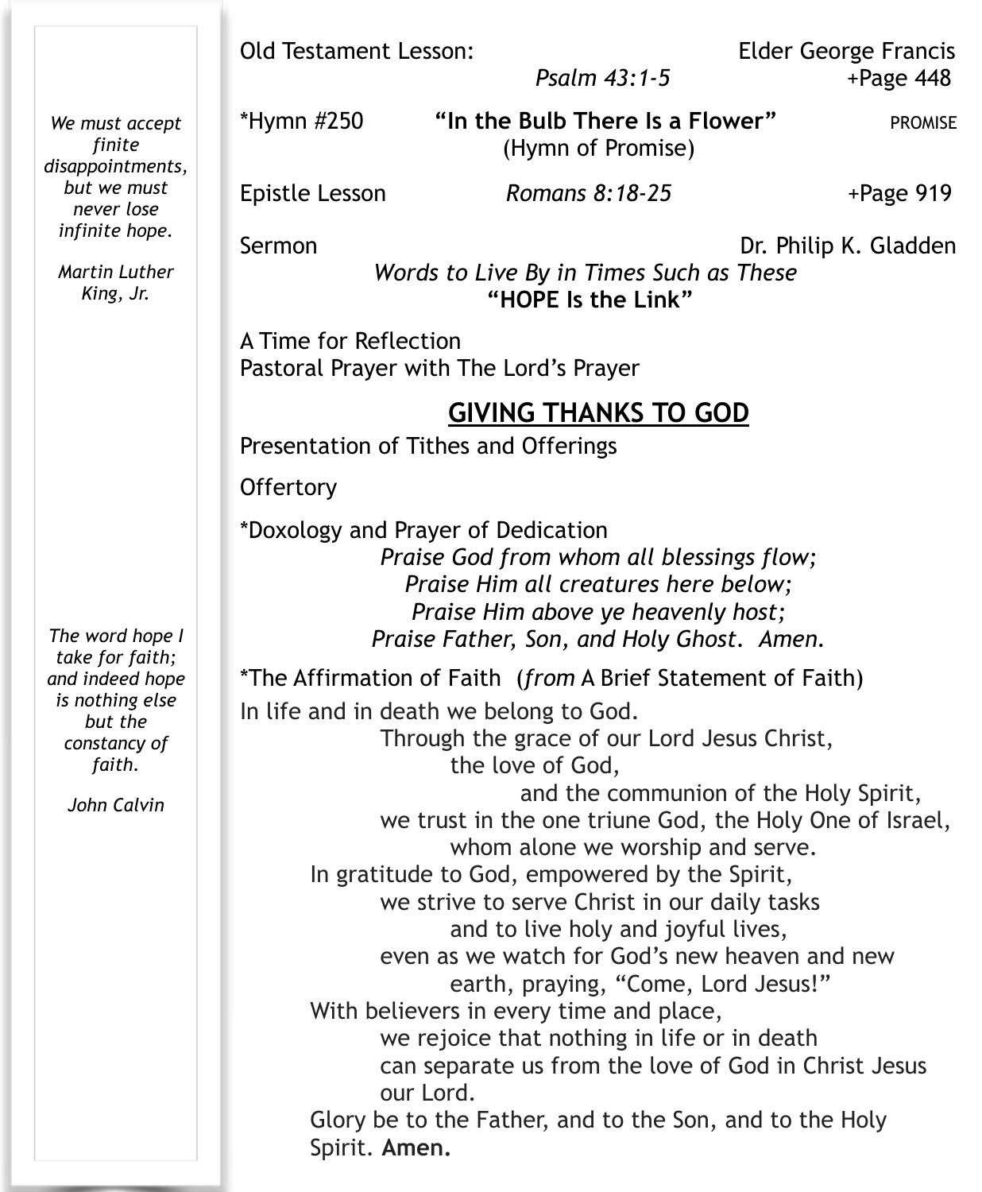Old Testament Lesson: Elder George Francis
*Psalm 43:1-5* +Page 448

*Hymn #250 **"In the Bulb There Is a Flower"** (Hymn of Promise) PROMISE

Epistle Lesson *Romans 8:18-25* +Page 919

Sermon Dr. Philip K. Gladden
*Words to Live By in Times Such as These*
**"HOPE Is the Link"**

A Time for Reflection
Pastoral Prayer with The Lord's Prayer

## GIVING THANKS TO GOD

Presentation of Tithes and Offerings

Offertory

*Doxology and Prayer of Dedication

*Praise God from whom all blessings flow;*
*Praise Him all creatures here below;*
*Praise Him above ye heavenly host;*
*Praise Father, Son, and Holy Ghost. Amen.*

*The Affirmation of Faith (*from* A Brief Statement of Faith)

In life and in death we belong to God.
Through the grace of our Lord Jesus Christ,
the love of God,
and the communion of the Holy Spirit,
we trust in the one triune God, the Holy One of Israel,
whom alone we worship and serve.
In gratitude to God, empowered by the Spirit,
we strive to serve Christ in our daily tasks
and to live holy and joyful lives,
even as we watch for God's new heaven and new
earth, praying, "Come, Lord Jesus!"
With believers in every time and place,
we rejoice that nothing in life or in death
can separate us from the love of God in Christ Jesus
our Lord.
Glory be to the Father, and to the Son, and to the Holy
Spirit. **Amen.**

*We must accept finite disappointments, but we must never lose infinite hope.*

*Martin Luther King, Jr.*

*The word hope I take for faith; and indeed hope is nothing else but the constancy of faith.*

*John Calvin*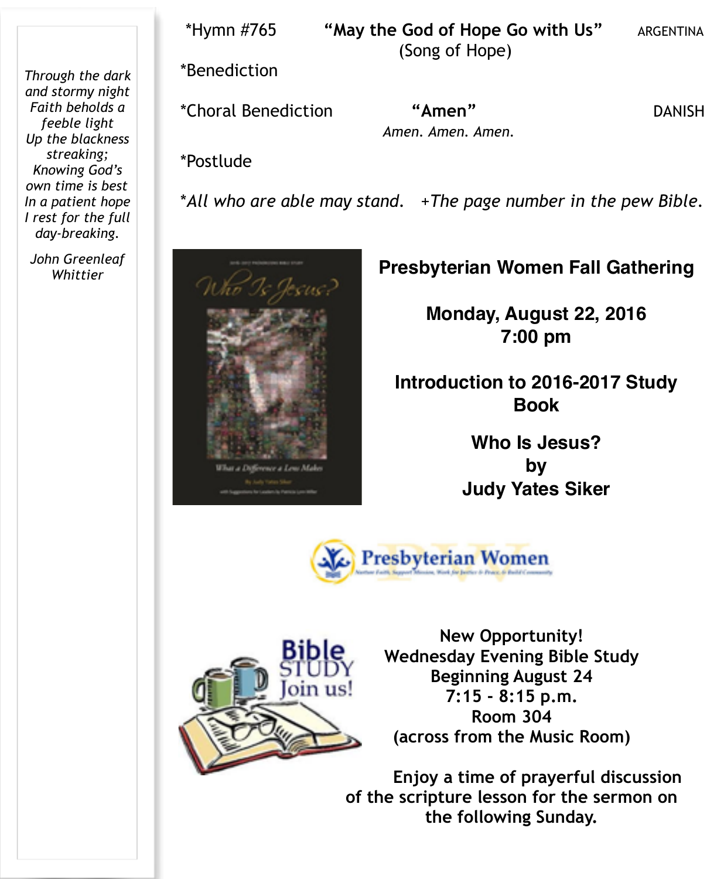*Through the dark and stormy night*
*Faith beholds a feeble light*
*Up the blackness streaking;*
*Knowing God's own time is best*
*In a patient hope*
*I rest for the full day-breaking.*

*John Greenleaf Whittier*

*Hymn #765 **"May the God of Hope Go with Us"** (Song of Hope) ARGENTINA

*Benediction

*Choral Benediction **"Amen"** DANISH

*Amen. Amen. Amen.*

*Postlude

**All who are able may stand.* *+The page number in the pew Bible.*

**Presbyterian Women Fall Gathering**

**Monday, August 22, 2016**
**7:00 pm**

**Introduction to 2016-2017 Study Book**

**Who Is Jesus?**
**by**
**Judy Yates Siker**

Presbyterian Women

**New Opportunity!**
**Wednesday Evening Bible Study**
**Beginning August 24**
**7:15 - 8:15 p.m.**
**Room 304**
**(across from the Music Room)**

**Enjoy a time of prayerful discussion of the scripture lesson for the sermon on the following Sunday.**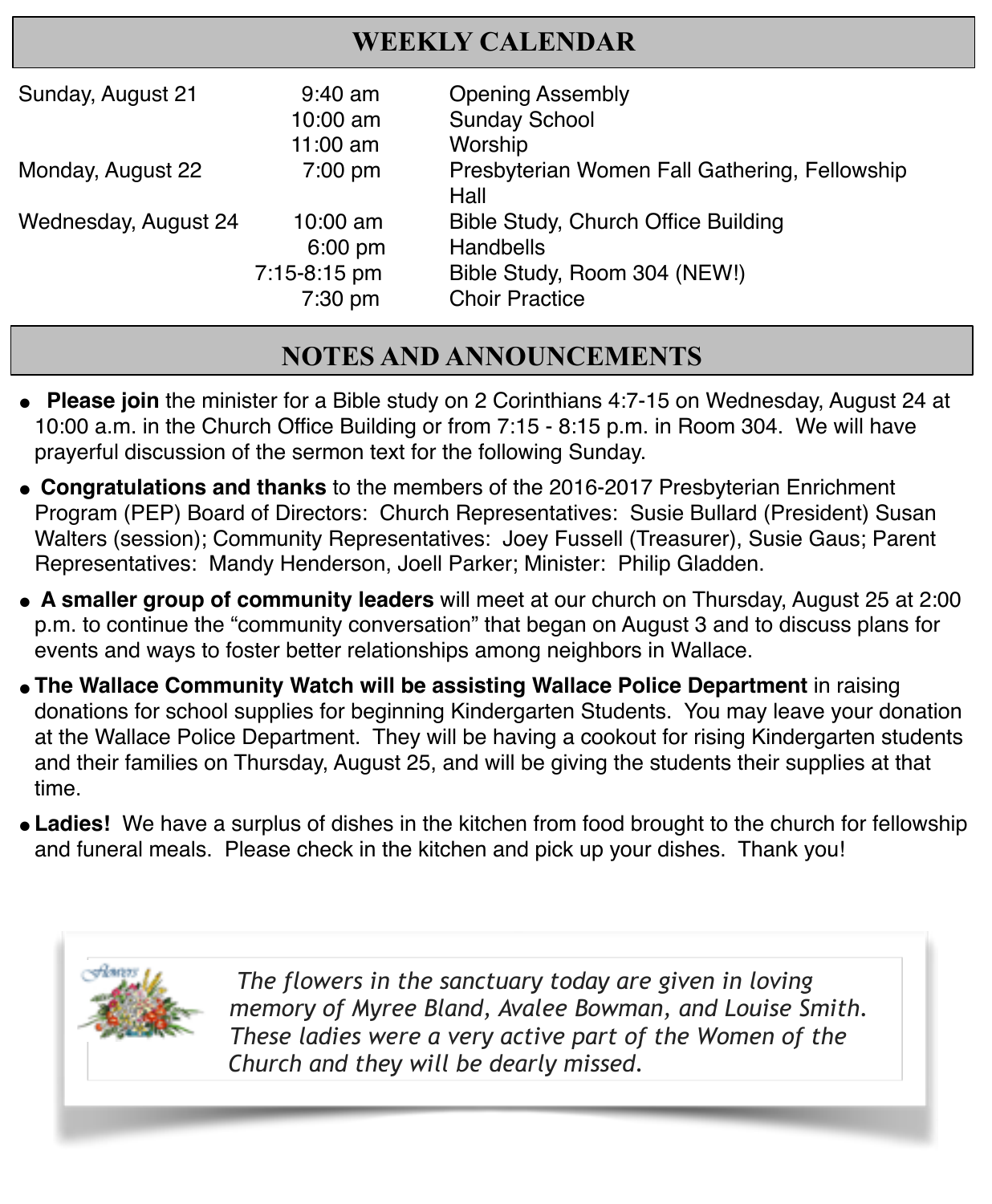## WEEKLY CALENDAR

| | | |
|---|---|---|
| Sunday, August 21 | 9:40 am | Opening Assembly |
| | 10:00 am | Sunday School |
| | 11:00 am | Worship |
| Monday, August 22 | 7:00 pm | Presbyterian Women Fall Gathering, Fellowship Hall |
| Wednesday, August 24 | 10:00 am | Bible Study, Church Office Building |
| | 6:00 pm | Handbells |
| | 7:15-8:15 pm | Bible Study, Room 304 (NEW!) |
| | 7:30 pm | Choir Practice |

## NOTES AND ANNOUNCEMENTS

- **Please join** the minister for a Bible study on 2 Corinthians 4:7-15 on Wednesday, August 24 at 10:00 a.m. in the Church Office Building or from 7:15 - 8:15 p.m. in Room 304. We will have prayerful discussion of the sermon text for the following Sunday.
- **Congratulations and thanks** to the members of the 2016-2017 Presbyterian Enrichment Program (PEP) Board of Directors: Church Representatives: Susie Bullard (President) Susan Walters (session); Community Representatives: Joey Fussell (Treasurer), Susie Gaus; Parent Representatives: Mandy Henderson, Joell Parker; Minister: Philip Gladden.
- **A smaller group of community leaders** will meet at our church on Thursday, August 25 at 2:00 p.m. to continue the "community conversation" that began on August 3 and to discuss plans for events and ways to foster better relationships among neighbors in Wallace.
- **The Wallace Community Watch will be assisting Wallace Police Department** in raising donations for school supplies for beginning Kindergarten Students. You may leave your donation at the Wallace Police Department. They will be having a cookout for rising Kindergarten students and their families on Thursday, August 25, and will be giving the students their supplies at that time.
- **Ladies!** We have a surplus of dishes in the kitchen from food brought to the church for fellowship and funeral meals. Please check in the kitchen and pick up your dishes. Thank you!

*The flowers in the sanctuary today are given in loving memory of Myree Bland, Avalee Bowman, and Louise Smith. These ladies were a very active part of the Women of the Church and they will be dearly missed.*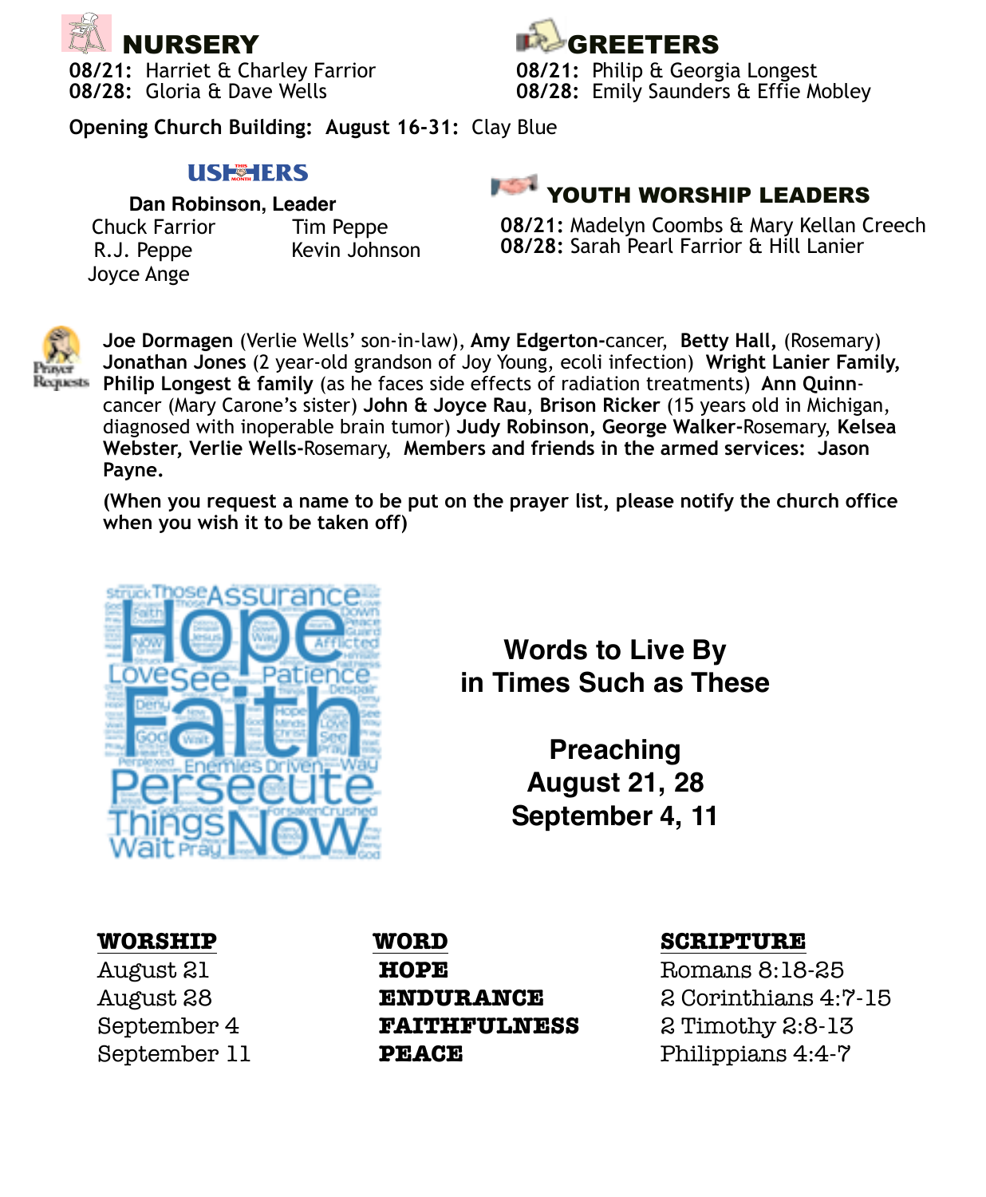## NURSERY

**08/21:** Harriet & Charley Farrior
**08/28:** Gloria & Dave Wells

## GREETERS

**08/21:** Philip & Georgia Longest
**08/28:** Emily Saunders & Effie Mobley

**Opening Church Building: August 16-31:** Clay Blue

## USHERS

**Dan Robinson, Leader**

Chuck Farrior
R.J. Peppe
Joyce Ange
Tim Peppe
Kevin Johnson

## YOUTH WORSHIP LEADERS

**08/21:** Madelyn Coombs & Mary Kellan Creech
**08/28:** Sarah Pearl Farrior & Hill Lanier

Prayer Requests

**Joe Dormagen** (Verlie Wells' son-in-law), **Amy Edgerton-**cancer, **Betty Hall,** (Rosemary) **Jonathan Jones** (2 year-old grandson of Joy Young, ecoli infection) **Wright Lanier Family, Philip Longest & family** (as he faces side effects of radiation treatments) **Ann Quinn**-cancer (Mary Carone's sister) **John & Joyce Rau**, **Brison Ricker** (15 years old in Michigan, diagnosed with inoperable brain tumor) **Judy Robinson, George Walker-**Rosemary, **Kelsea Webster, Verlie Wells-**Rosemary, **Members and friends in the armed services: Jason Payne.**

**(When you request a name to be put on the prayer list, please notify the church office when you wish it to be taken off)**

**Words to Live By in Times Such as These**

**Preaching
August 21, 28
September 4, 11**

| WORSHIP | WORD | SCRIPTURE |
|---|---|---|
| August 21 | **HOPE** | Romans 8:18-25 |
| August 28 | **ENDURANCE** | 2 Corinthians 4:7-15 |
| September 4 | **FAITHFULNESS** | 2 Timothy 2:8-13 |
| September 11 | **PEACE** | Philippians 4:4-7 |